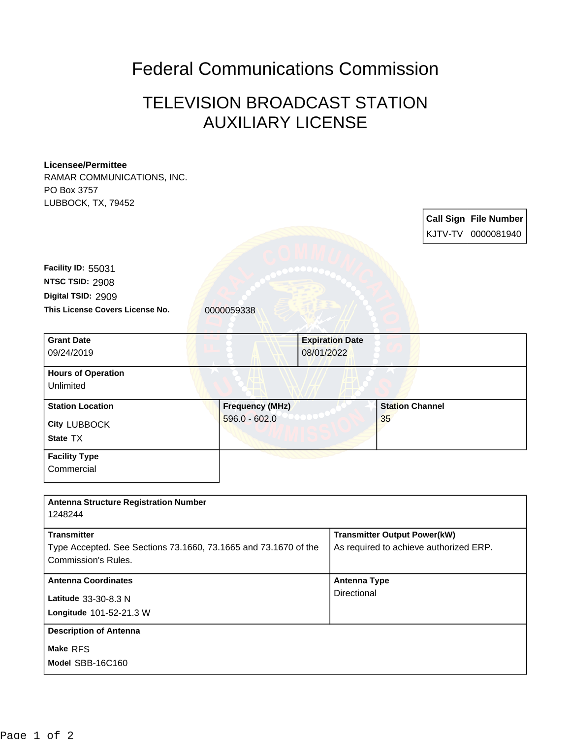# Federal Communications Commission

## TELEVISION BROADCAST STATION AUXILIARY LICENSE

**Licensee/Permittee**
RAMAR COMMUNICATIONS, INC.
PO Box 3757
LUBBOCK, TX, 79452

| Call Sign | File Number |
|---|---|
| KJTV-TV | 0000081940 |

**Facility ID:** 55031
**NTSC TSID:** 2908
**Digital TSID:** 2909
**This License Covers License No.** 0000059338

| Grant Date | Expiration Date | |
|---|---|---|
| 09/24/2019 | 08/01/2022 | |
| **Hours of Operation** | | |
| Unlimited | | |
| **Station Location** | **Frequency (MHz)** | **Station Channel** |
| City LUBBOCK<br>State TX | 596.0 - 602.0 | 35 |
| **Facility Type** | | |
| Commercial | | |

| Antenna Structure Registration Number | |
|---|---|
| 1248244 | |
| **Transmitter** | **Transmitter Output Power(kW)** |
| Type Accepted. See Sections 73.1660, 73.1665 and 73.1670 of the Commission's Rules. | As required to achieve authorized ERP. |
| **Antenna Coordinates** | **Antenna Type** |
| Latitude 33-30-8.3 N<br>Longitude 101-52-21.3 W | Directional |
| **Description of Antenna** | |
| Make RFS<br>Model SBB-16C160 | |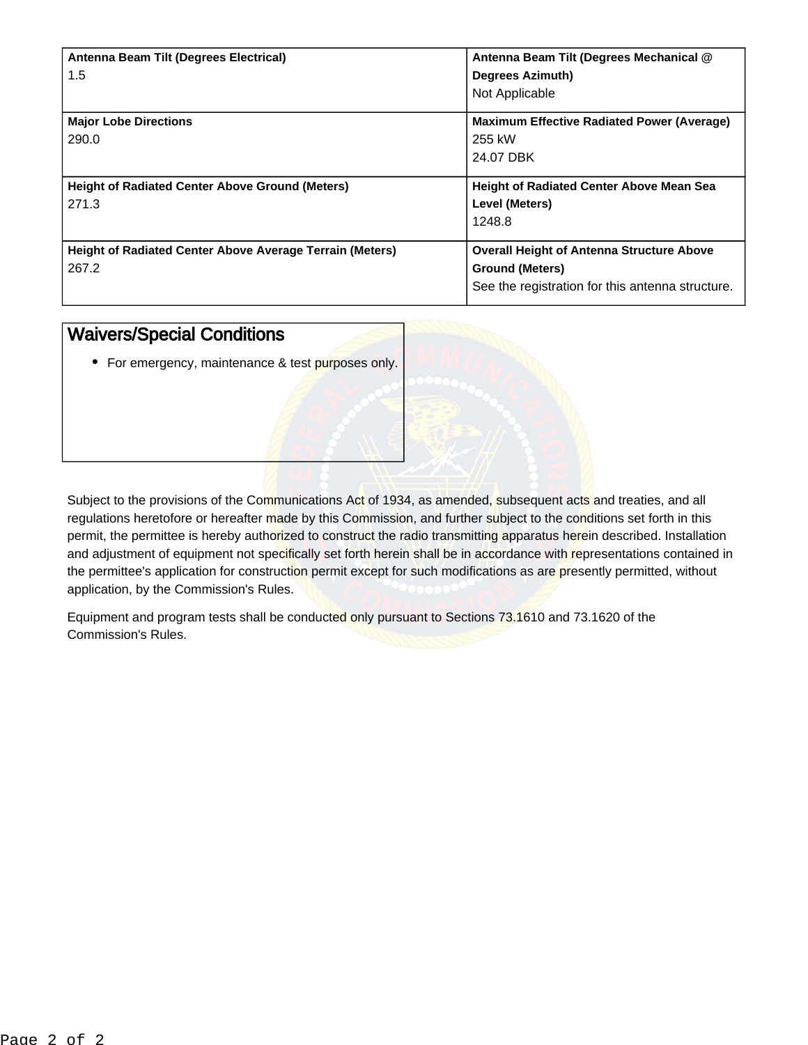| | |
|---|---|
| **Antenna Beam Tilt (Degrees Electrical)**<br>1.5 | **Antenna Beam Tilt (Degrees Mechanical @ Degrees Azimuth)**<br>Not Applicable |
| **Major Lobe Directions**<br>290.0 | **Maximum Effective Radiated Power (Average)**<br>255 kW<br>24.07 DBK |
| **Height of Radiated Center Above Ground (Meters)**<br>271.3 | **Height of Radiated Center Above Mean Sea Level (Meters)**<br>1248.8 |
| **Height of Radiated Center Above Average Terrain (Meters)**<br>267.2 | **Overall Height of Antenna Structure Above Ground (Meters)**<br>See the registration for this antenna structure. |

## Waivers/Special Conditions

- For emergency, maintenance & test purposes only.

Subject to the provisions of the Communications Act of 1934, as amended, subsequent acts and treaties, and all regulations heretofore or hereafter made by this Commission, and further subject to the conditions set forth in this permit, the permittee is hereby authorized to construct the radio transmitting apparatus herein described. Installation and adjustment of equipment not specifically set forth herein shall be in accordance with representations contained in the permittee's application for construction permit except for such modifications as are presently permitted, without application, by the Commission's Rules.

Equipment and program tests shall be conducted only pursuant to Sections 73.1610 and 73.1620 of the Commission's Rules.